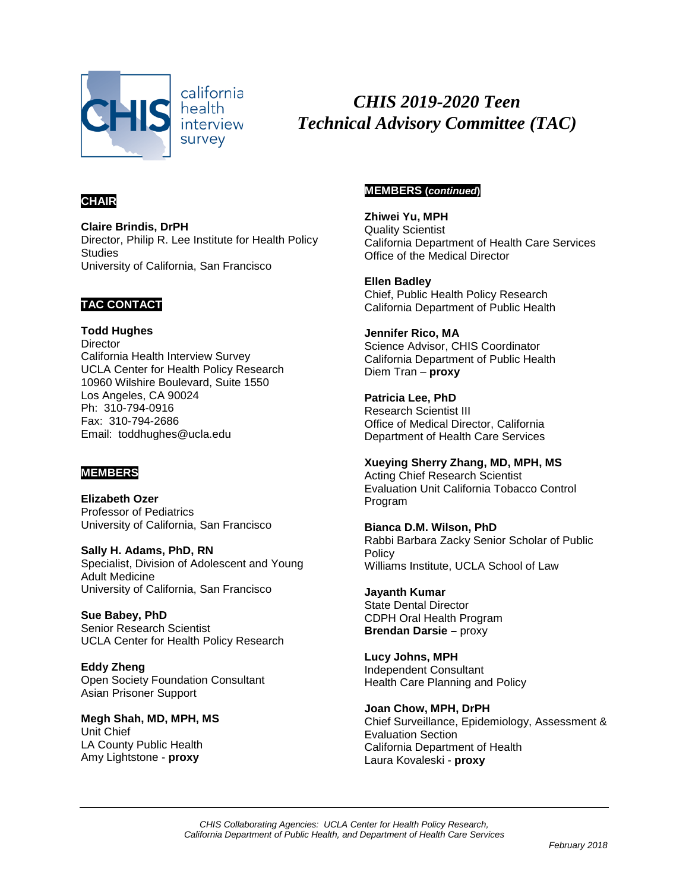california health interview survey

# *CHIS 2019-2020 Teen Technical Advisory Committee (TAC)*

## CHAIR

**Claire Brindis, DrPH**
Director, Philip R. Lee Institute for Health Policy Studies
University of California, San Francisco

## TAC CONTACT

**Todd Hughes**
Director
California Health Interview Survey
UCLA Center for Health Policy Research
10960 Wilshire Boulevard, Suite 1550
Los Angeles, CA 90024
Ph: 310-794-0916
Fax: 310-794-2686
Email: toddhughes@ucla.edu

## MEMBERS

**Elizabeth Ozer**
Professor of Pediatrics
University of California, San Francisco

**Sally H. Adams, PhD, RN**
Specialist, Division of Adolescent and Young Adult Medicine
University of California, San Francisco

**Sue Babey, PhD**
Senior Research Scientist
UCLA Center for Health Policy Research

**Eddy Zheng**
Open Society Foundation Consultant
Asian Prisoner Support

**Megh Shah, MD, MPH, MS**
Unit Chief
LA County Public Health
Amy Lightstone - **proxy**

## MEMBERS (*continued*)

**Zhiwei Yu, MPH**
Quality Scientist
California Department of Health Care Services
Office of the Medical Director

**Ellen Badley**
Chief, Public Health Policy Research
California Department of Public Health

**Jennifer Rico, MA**
Science Advisor, CHIS Coordinator
California Department of Public Health
Diem Tran – **proxy**

**Patricia Lee, PhD**
Research Scientist III
Office of Medical Director, California Department of Health Care Services

**Xueying Sherry Zhang, MD, MPH, MS**
Acting Chief Research Scientist
Evaluation Unit California Tobacco Control Program

**Bianca D.M. Wilson, PhD**
Rabbi Barbara Zacky Senior Scholar of Public Policy
Williams Institute, UCLA School of Law

**Jayanth Kumar**
State Dental Director
CDPH Oral Health Program
**Brendan Darsie –** proxy

**Lucy Johns, MPH**
Independent Consultant
Health Care Planning and Policy

**Joan Chow, MPH, DrPH**
Chief Surveillance, Epidemiology, Assessment & Evaluation Section
California Department of Health
Laura Kovaleski - **proxy**

---

*CHIS Collaborating Agencies: UCLA Center for Health Policy Research, California Department of Public Health, and Department of Health Care Services*

*February 2018*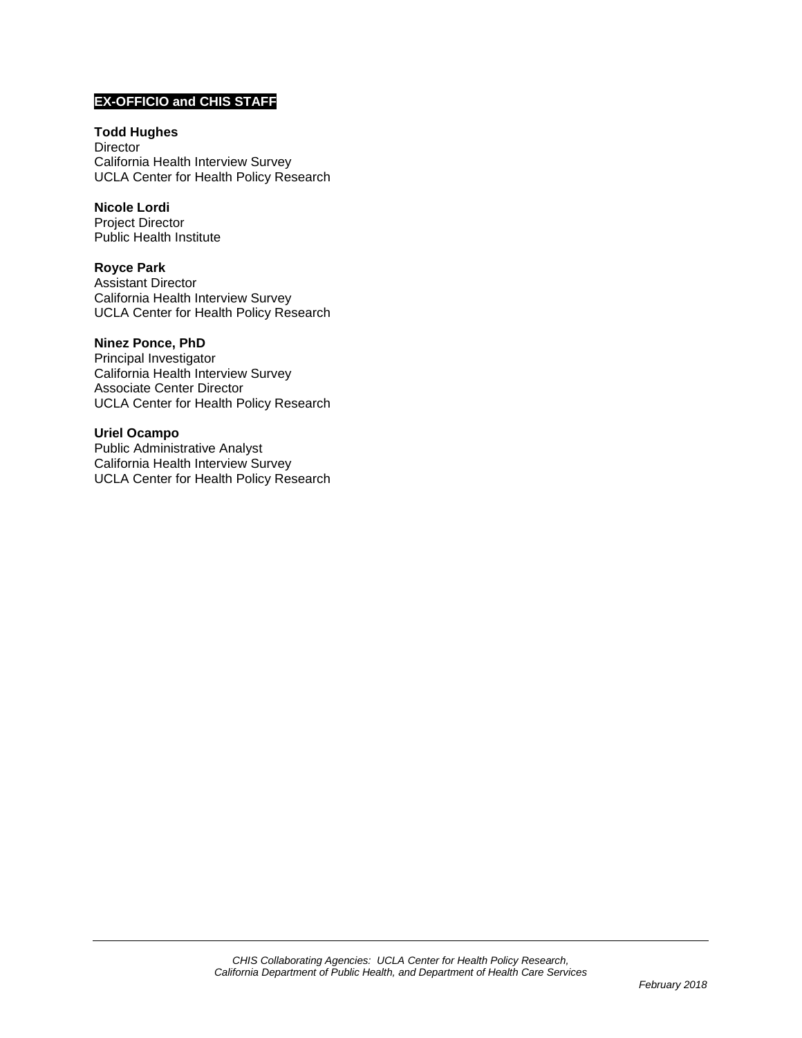## EX-OFFICIO and CHIS STAFF

**Todd Hughes**
Director
California Health Interview Survey
UCLA Center for Health Policy Research

**Nicole Lordi**
Project Director
Public Health Institute

**Royce Park**
Assistant Director
California Health Interview Survey
UCLA Center for Health Policy Research

**Ninez Ponce, PhD**
Principal Investigator
California Health Interview Survey
Associate Center Director
UCLA Center for Health Policy Research

**Uriel Ocampo**
Public Administrative Analyst
California Health Interview Survey
UCLA Center for Health Policy Research

---

*CHIS Collaborating Agencies: UCLA Center for Health Policy Research, California Department of Public Health, and Department of Health Care Services*

*February 2018*